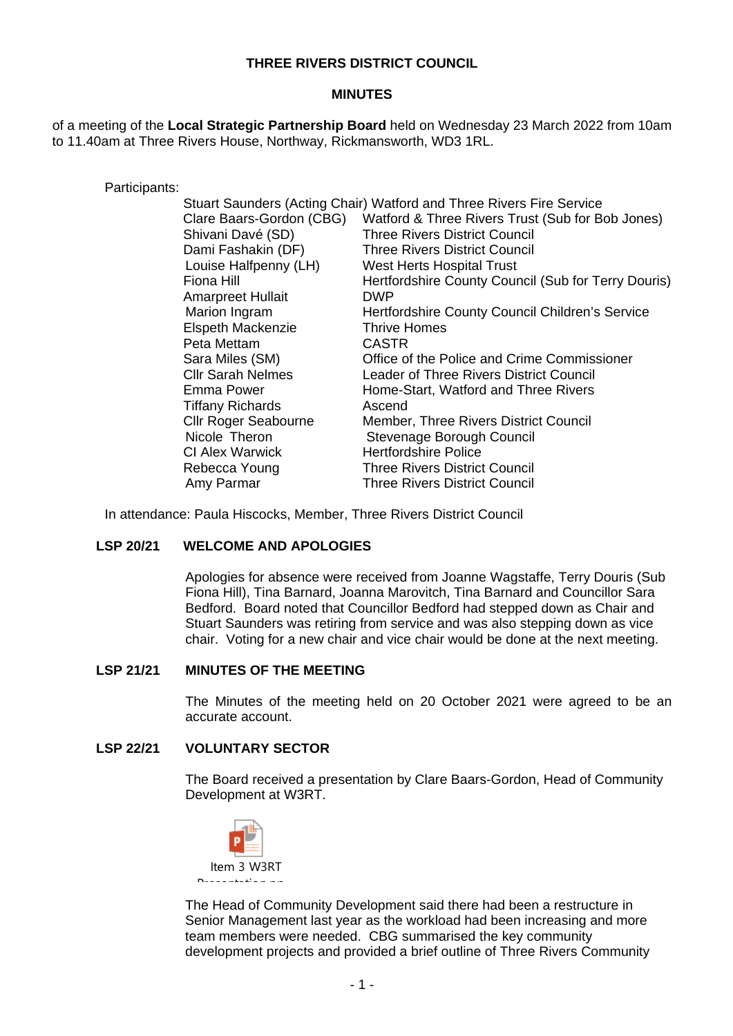**THREE RIVERS DISTRICT COUNCIL**

**MINUTES**

of a meeting of the **Local Strategic Partnership Board** held on Wednesday 23 March 2022 from 10am to 11.40am at Three Rivers House, Northway, Rickmansworth, WD3 1RL.

Participants:

| | |
|---|---|
| Stuart Saunders (Acting Chair) | Watford and Three Rivers Fire Service |
| Clare Baars-Gordon (CBG) | Watford & Three Rivers Trust (Sub for Bob Jones) |
| Shivani Davé (SD) | Three Rivers District Council |
| Dami Fashakin (DF) | Three Rivers District Council |
| Louise Halfpenny (LH) | West Herts Hospital Trust |
| Fiona Hill | Hertfordshire County Council (Sub for Terry Douris) |
| Amarpreet Hullait | DWP |
| Marion Ingram | Hertfordshire County Council Children's Service |
| Elspeth Mackenzie | Thrive Homes |
| Peta Mettam | CASTR |
| Sara Miles (SM) | Office of the Police and Crime Commissioner |
| Cllr Sarah Nelmes | Leader of Three Rivers District Council |
| Emma Power | Home-Start, Watford and Three Rivers |
| Tiffany Richards | Ascend |
| Cllr Roger Seabourne | Member, Three Rivers District Council |
| Nicole Theron | Stevenage Borough Council |
| CI Alex Warwick | Hertfordshire Police |
| Rebecca Young | Three Rivers District Council |
| Amy Parmar | Three Rivers District Council |

In attendance: Paula Hiscocks, Member, Three Rivers District Council

**LSP 20/21 WELCOME AND APOLOGIES**

Apologies for absence were received from Joanne Wagstaffe, Terry Douris (Sub Fiona Hill), Tina Barnard, Joanna Marovitch, Tina Barnard and Councillor Sara Bedford. Board noted that Councillor Bedford had stepped down as Chair and Stuart Saunders was retiring from service and was also stepping down as vice chair. Voting for a new chair and vice chair would be done at the next meeting.

**LSP 21/21 MINUTES OF THE MEETING**

The Minutes of the meeting held on 20 October 2021 were agreed to be an accurate account.

**LSP 22/21 VOLUNTARY SECTOR**

The Board received a presentation by Clare Baars-Gordon, Head of Community Development at W3RT.

Item 3 W3RT Presentation.pp

The Head of Community Development said there had been a restructure in Senior Management last year as the workload had been increasing and more team members were needed. CBG summarised the key community development projects and provided a brief outline of Three Rivers Community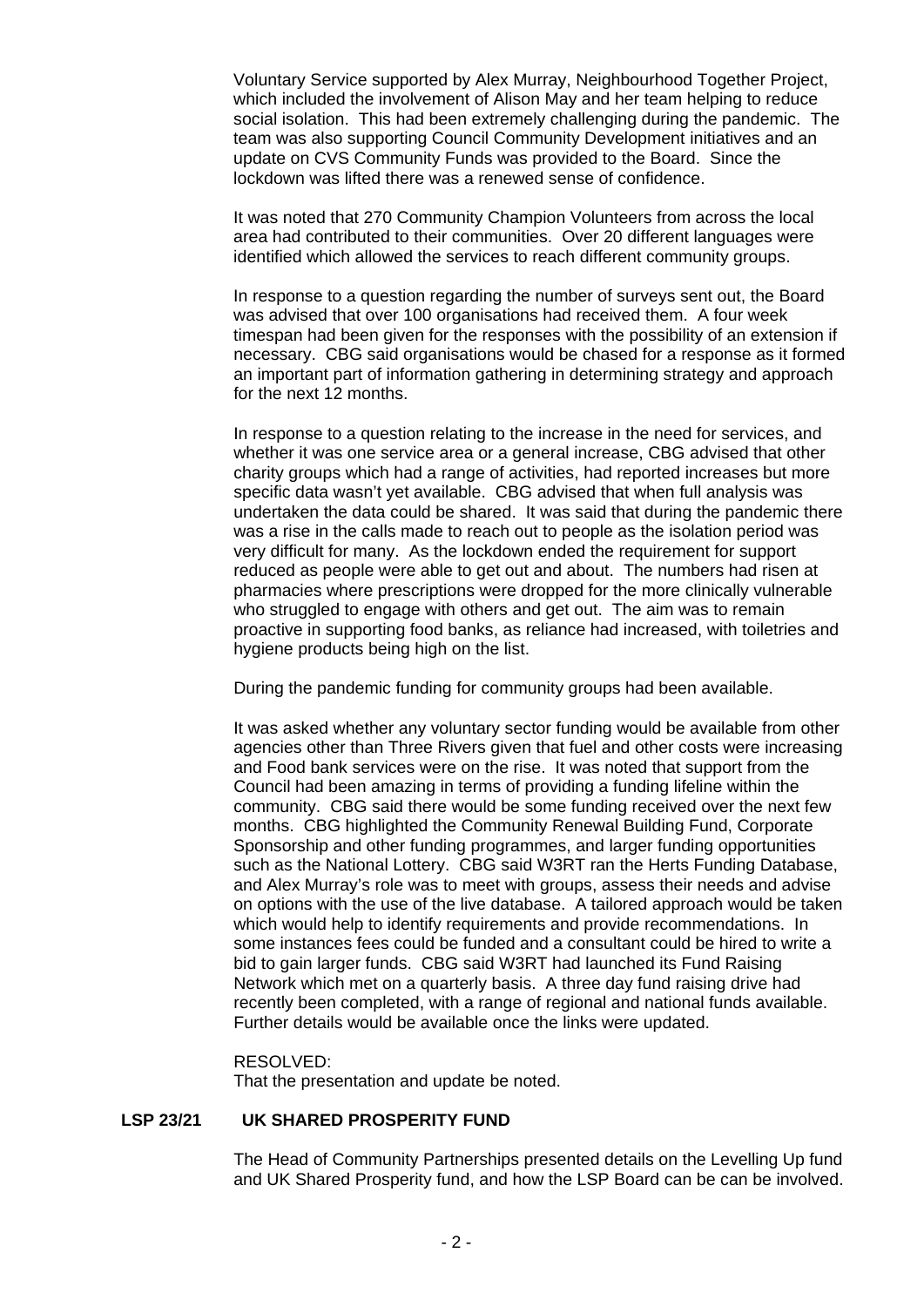Voluntary Service supported by Alex Murray, Neighbourhood Together Project, which included the involvement of Alison May and her team helping to reduce social isolation. This had been extremely challenging during the pandemic. The team was also supporting Council Community Development initiatives and an update on CVS Community Funds was provided to the Board. Since the lockdown was lifted there was a renewed sense of confidence.

It was noted that 270 Community Champion Volunteers from across the local area had contributed to their communities. Over 20 different languages were identified which allowed the services to reach different community groups.

In response to a question regarding the number of surveys sent out, the Board was advised that over 100 organisations had received them. A four week timespan had been given for the responses with the possibility of an extension if necessary. CBG said organisations would be chased for a response as it formed an important part of information gathering in determining strategy and approach for the next 12 months.

In response to a question relating to the increase in the need for services, and whether it was one service area or a general increase, CBG advised that other charity groups which had a range of activities, had reported increases but more specific data wasn't yet available. CBG advised that when full analysis was undertaken the data could be shared. It was said that during the pandemic there was a rise in the calls made to reach out to people as the isolation period was very difficult for many. As the lockdown ended the requirement for support reduced as people were able to get out and about. The numbers had risen at pharmacies where prescriptions were dropped for the more clinically vulnerable who struggled to engage with others and get out. The aim was to remain proactive in supporting food banks, as reliance had increased, with toiletries and hygiene products being high on the list.

During the pandemic funding for community groups had been available.

It was asked whether any voluntary sector funding would be available from other agencies other than Three Rivers given that fuel and other costs were increasing and Food bank services were on the rise. It was noted that support from the Council had been amazing in terms of providing a funding lifeline within the community. CBG said there would be some funding received over the next few months. CBG highlighted the Community Renewal Building Fund, Corporate Sponsorship and other funding programmes, and larger funding opportunities such as the National Lottery. CBG said W3RT ran the Herts Funding Database, and Alex Murray's role was to meet with groups, assess their needs and advise on options with the use of the live database. A tailored approach would be taken which would help to identify requirements and provide recommendations. In some instances fees could be funded and a consultant could be hired to write a bid to gain larger funds. CBG said W3RT had launched its Fund Raising Network which met on a quarterly basis. A three day fund raising drive had recently been completed, with a range of regional and national funds available. Further details would be available once the links were updated.

RESOLVED:
That the presentation and update be noted.

**LSP 23/21 UK SHARED PROSPERITY FUND**

The Head of Community Partnerships presented details on the Levelling Up fund and UK Shared Prosperity fund, and how the LSP Board can be can be involved.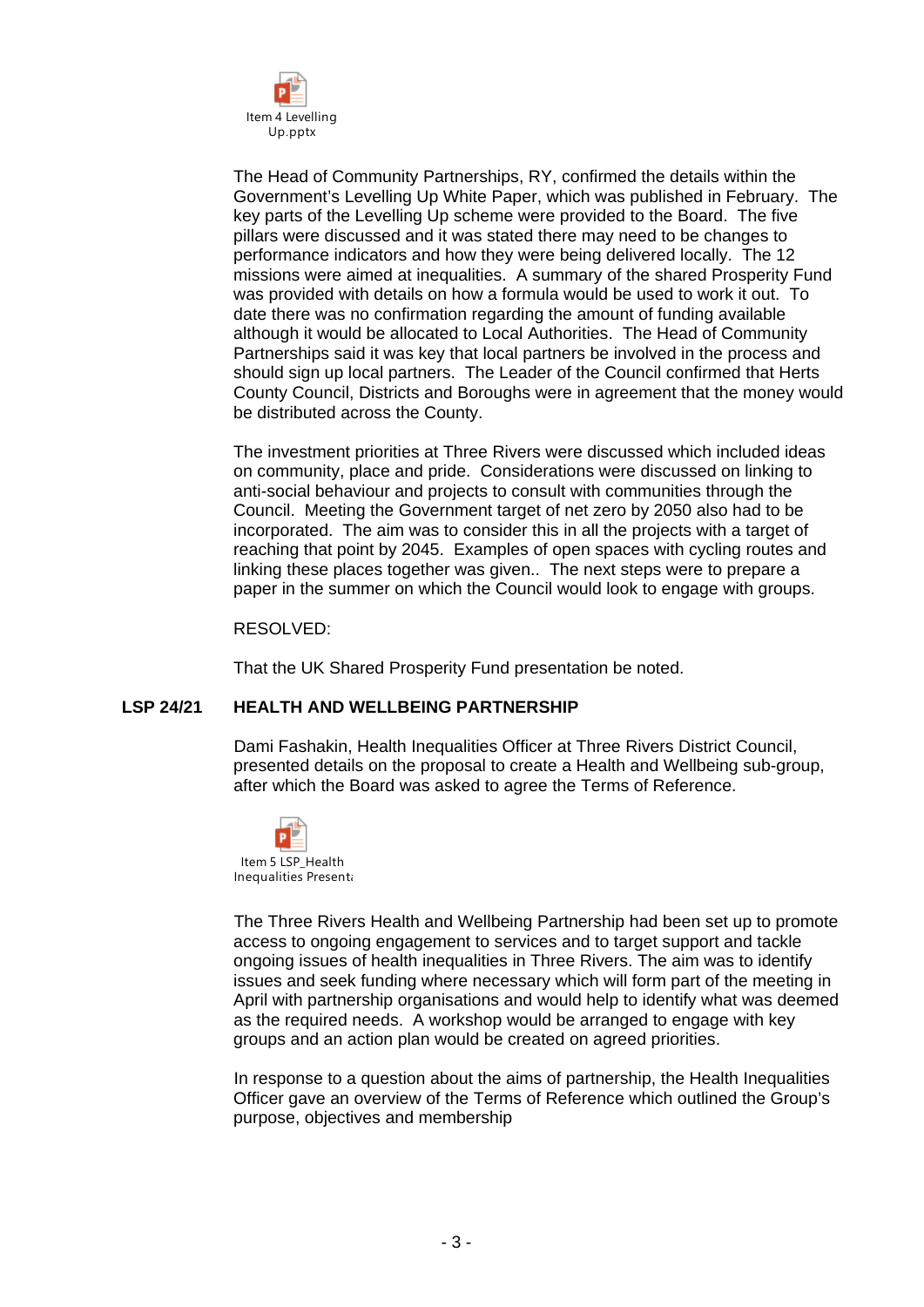Item 4 Levelling Up.pptx

The Head of Community Partnerships, RY, confirmed the details within the Government's Levelling Up White Paper, which was published in February. The key parts of the Levelling Up scheme were provided to the Board. The five pillars were discussed and it was stated there may need to be changes to performance indicators and how they were being delivered locally. The 12 missions were aimed at inequalities. A summary of the shared Prosperity Fund was provided with details on how a formula would be used to work it out. To date there was no confirmation regarding the amount of funding available although it would be allocated to Local Authorities. The Head of Community Partnerships said it was key that local partners be involved in the process and should sign up local partners. The Leader of the Council confirmed that Herts County Council, Districts and Boroughs were in agreement that the money would be distributed across the County.

The investment priorities at Three Rivers were discussed which included ideas on community, place and pride. Considerations were discussed on linking to anti-social behaviour and projects to consult with communities through the Council. Meeting the Government target of net zero by 2050 also had to be incorporated. The aim was to consider this in all the projects with a target of reaching that point by 2045. Examples of open spaces with cycling routes and linking these places together was given.. The next steps were to prepare a paper in the summer on which the Council would look to engage with groups.

RESOLVED:

That the UK Shared Prosperity Fund presentation be noted.

## LSP 24/21 HEALTH AND WELLBEING PARTNERSHIP

Dami Fashakin, Health Inequalities Officer at Three Rivers District Council, presented details on the proposal to create a Health and Wellbeing sub-group, after which the Board was asked to agree the Terms of Reference.

Item 5 LSP_Health Inequalities Present

The Three Rivers Health and Wellbeing Partnership had been set up to promote access to ongoing engagement to services and to target support and tackle ongoing issues of health inequalities in Three Rivers. The aim was to identify issues and seek funding where necessary which will form part of the meeting in April with partnership organisations and would help to identify what was deemed as the required needs. A workshop would be arranged to engage with key groups and an action plan would be created on agreed priorities.

In response to a question about the aims of partnership, the Health Inequalities Officer gave an overview of the Terms of Reference which outlined the Group's purpose, objectives and membership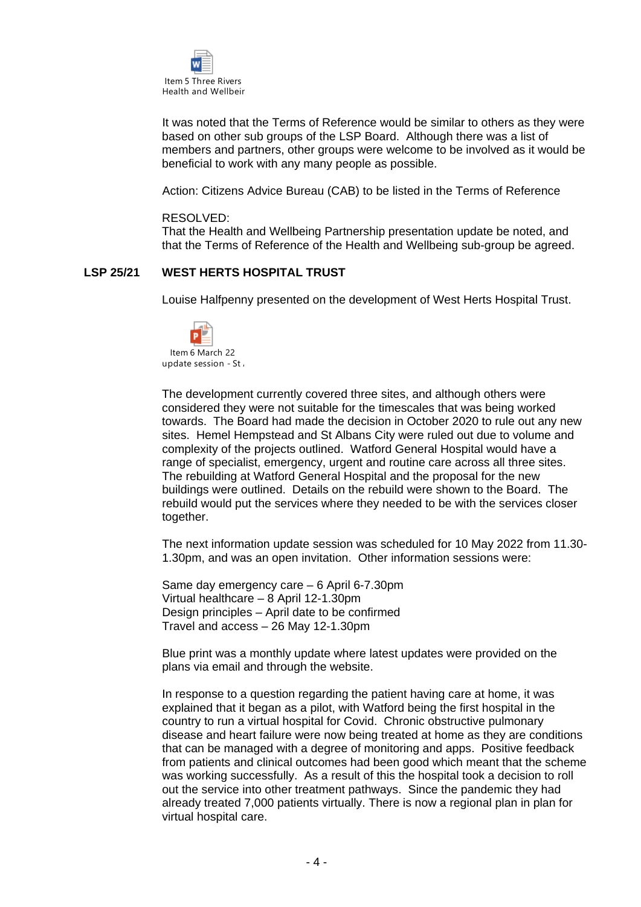Item 5 Three Rivers Health and Wellbeir

It was noted that the Terms of Reference would be similar to others as they were based on other sub groups of the LSP Board. Although there was a list of members and partners, other groups were welcome to be involved as it would be beneficial to work with any many people as possible.

Action: Citizens Advice Bureau (CAB) to be listed in the Terms of Reference

RESOLVED:
That the Health and Wellbeing Partnership presentation update be noted, and that the Terms of Reference of the Health and Wellbeing sub-group be agreed.

**LSP 25/21 WEST HERTS HOSPITAL TRUST**

Louise Halfpenny presented on the development of West Herts Hospital Trust.

Item 6 March 22 update session - St ,

The development currently covered three sites, and although others were considered they were not suitable for the timescales that was being worked towards. The Board had made the decision in October 2020 to rule out any new sites. Hemel Hempstead and St Albans City were ruled out due to volume and complexity of the projects outlined. Watford General Hospital would have a range of specialist, emergency, urgent and routine care across all three sites. The rebuilding at Watford General Hospital and the proposal for the new buildings were outlined. Details on the rebuild were shown to the Board. The rebuild would put the services where they needed to be with the services closer together.

The next information update session was scheduled for 10 May 2022 from 11.30-1.30pm, and was an open invitation. Other information sessions were:

Same day emergency care – 6 April 6-7.30pm
Virtual healthcare – 8 April 12-1.30pm
Design principles – April date to be confirmed
Travel and access – 26 May 12-1.30pm

Blue print was a monthly update where latest updates were provided on the plans via email and through the website.

In response to a question regarding the patient having care at home, it was explained that it began as a pilot, with Watford being the first hospital in the country to run a virtual hospital for Covid. Chronic obstructive pulmonary disease and heart failure were now being treated at home as they are conditions that can be managed with a degree of monitoring and apps. Positive feedback from patients and clinical outcomes had been good which meant that the scheme was working successfully. As a result of this the hospital took a decision to roll out the service into other treatment pathways. Since the pandemic they had already treated 7,000 patients virtually. There is now a regional plan in plan for virtual hospital care.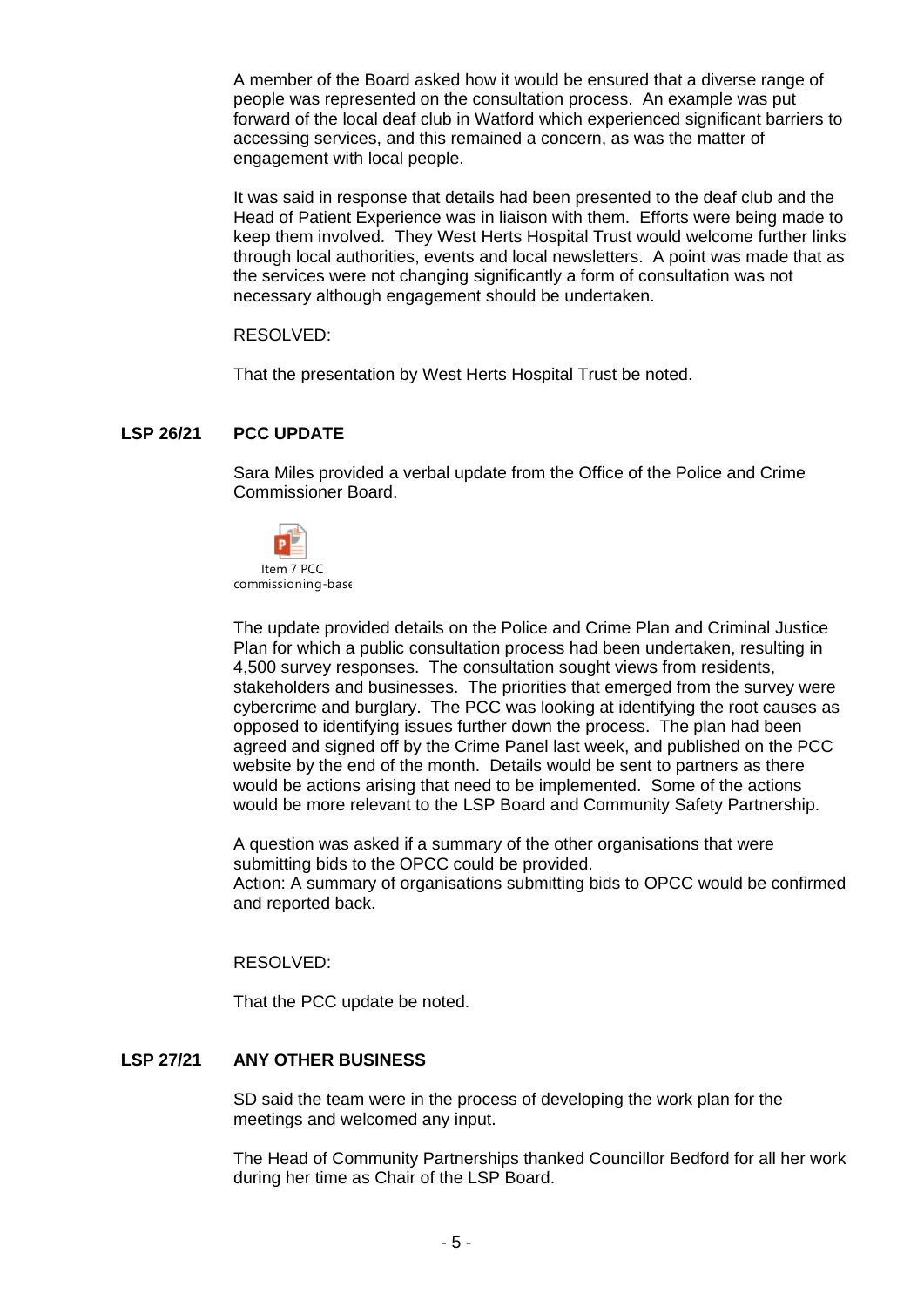A member of the Board asked how it would be ensured that a diverse range of people was represented on the consultation process. An example was put forward of the local deaf club in Watford which experienced significant barriers to accessing services, and this remained a concern, as was the matter of engagement with local people.

It was said in response that details had been presented to the deaf club and the Head of Patient Experience was in liaison with them. Efforts were being made to keep them involved. They West Herts Hospital Trust would welcome further links through local authorities, events and local newsletters. A point was made that as the services were not changing significantly a form of consultation was not necessary although engagement should be undertaken.

RESOLVED:

That the presentation by West Herts Hospital Trust be noted.

## LSP 26/21 PCC UPDATE

Sara Miles provided a verbal update from the Office of the Police and Crime Commissioner Board.

Item 7 PCC commissioning-base

The update provided details on the Police and Crime Plan and Criminal Justice Plan for which a public consultation process had been undertaken, resulting in 4,500 survey responses. The consultation sought views from residents, stakeholders and businesses. The priorities that emerged from the survey were cybercrime and burglary. The PCC was looking at identifying the root causes as opposed to identifying issues further down the process. The plan had been agreed and signed off by the Crime Panel last week, and published on the PCC website by the end of the month. Details would be sent to partners as there would be actions arising that need to be implemented. Some of the actions would be more relevant to the LSP Board and Community Safety Partnership.

A question was asked if a summary of the other organisations that were submitting bids to the OPCC could be provided.
Action: A summary of organisations submitting bids to OPCC would be confirmed and reported back.

RESOLVED:

That the PCC update be noted.

## LSP 27/21 ANY OTHER BUSINESS

SD said the team were in the process of developing the work plan for the meetings and welcomed any input.

The Head of Community Partnerships thanked Councillor Bedford for all her work during her time as Chair of the LSP Board.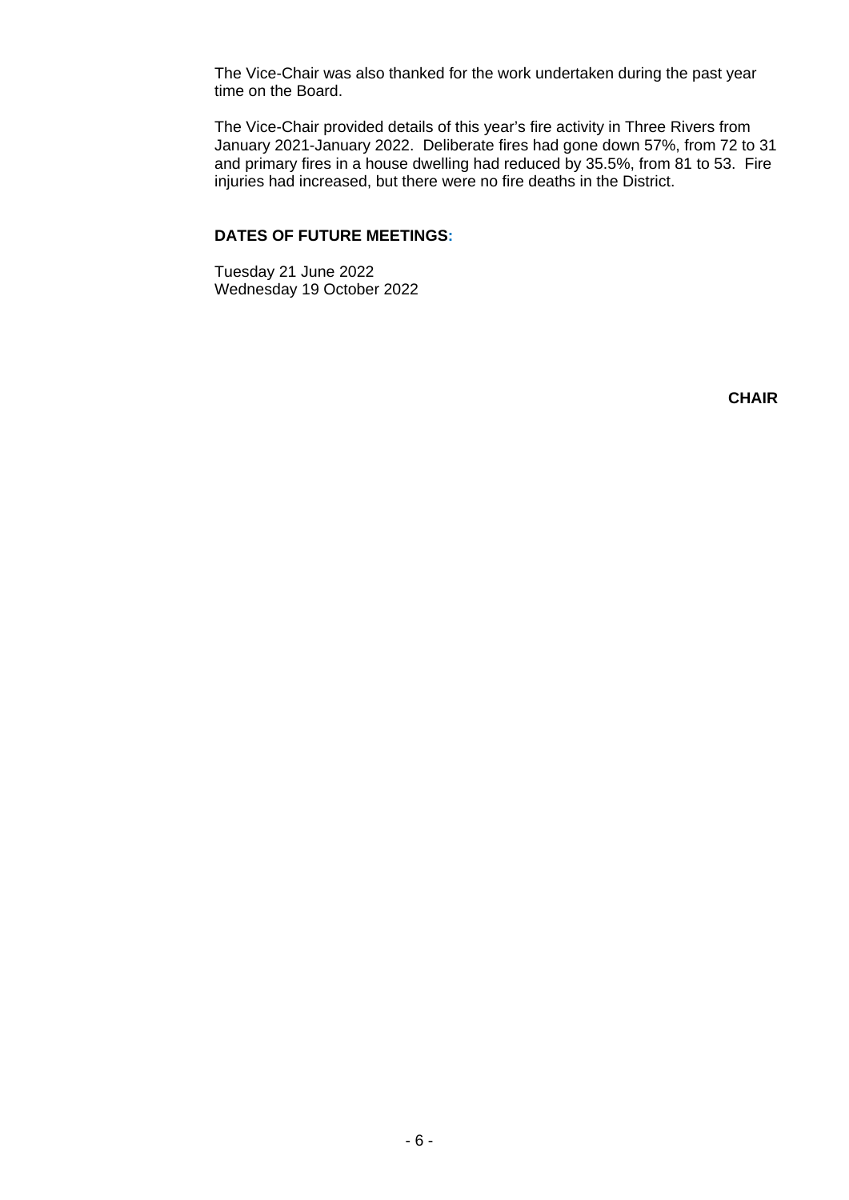The Vice-Chair was also thanked for the work undertaken during the past year time on the Board.

The Vice-Chair provided details of this year's fire activity in Three Rivers from January 2021-January 2022. Deliberate fires had gone down 57%, from 72 to 31 and primary fires in a house dwelling had reduced by 35.5%, from 81 to 53. Fire injuries had increased, but there were no fire deaths in the District.

**DATES OF FUTURE MEETINGS:**

Tuesday 21 June 2022
Wednesday 19 October 2022

**CHAIR**